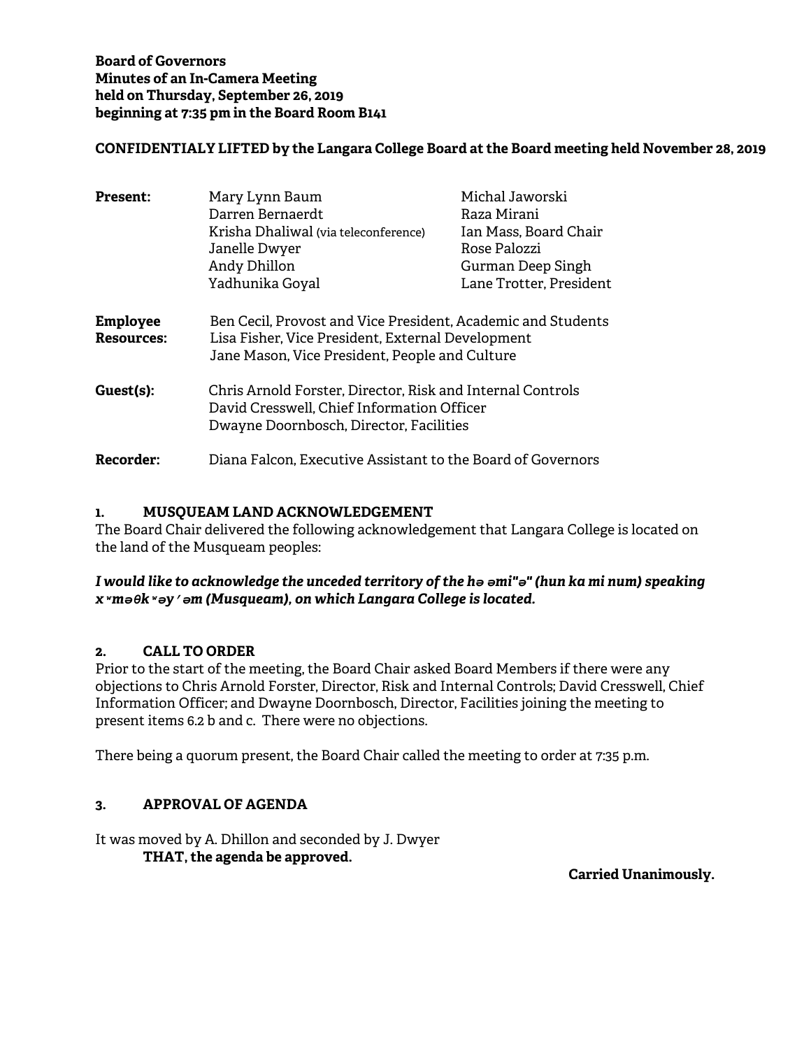**Board of Governors**
**Minutes of an In-Camera Meeting**
**held on Thursday, September 26, 2019**
**beginning at 7:35 pm in the Board Room B141**

**CONFIDENTIALY LIFTED by the Langara College Board at the Board meeting held November 28, 2019**

| | | |
|---|---|---|
| **Present:** | Mary Lynn Baum | Michal Jaworski |
| | Darren Bernaerdt | Raza Mirani |
| | Krisha Dhaliwal (via teleconference) | Ian Mass, Board Chair |
| | Janelle Dwyer | Rose Palozzi |
| | Andy Dhillon | Gurman Deep Singh |
| | Yadhunika Goyal | Lane Trotter, President |

**Employee Resources:** Ben Cecil, Provost and Vice President, Academic and Students
Lisa Fisher, Vice President, External Development
Jane Mason, Vice President, People and Culture

**Guest(s):** Chris Arnold Forster, Director, Risk and Internal Controls
David Cresswell, Chief Information Officer
Dwayne Doornbosch, Director, Facilities

**Recorder:** Diana Falcon, Executive Assistant to the Board of Governors

## 1. MUSQUEAM LAND ACKNOWLEDGEMENT

The Board Chair delivered the following acknowledgement that Langara College is located on the land of the Musqueam peoples:

***I would like to acknowledge the unceded territory of the hə əmi"ə" (hun ka mi num) speaking xʷməθkʷəy̓əm (Musqueam), on which Langara College is located.***

## 2. CALL TO ORDER

Prior to the start of the meeting, the Board Chair asked Board Members if there were any objections to Chris Arnold Forster, Director, Risk and Internal Controls; David Cresswell, Chief Information Officer; and Dwayne Doornbosch, Director, Facilities joining the meeting to present items 6.2 b and c. There were no objections.

There being a quorum present, the Board Chair called the meeting to order at 7:35 p.m.

## 3. APPROVAL OF AGENDA

It was moved by A. Dhillon and seconded by J. Dwyer

**THAT, the agenda be approved.**

**Carried Unanimously.**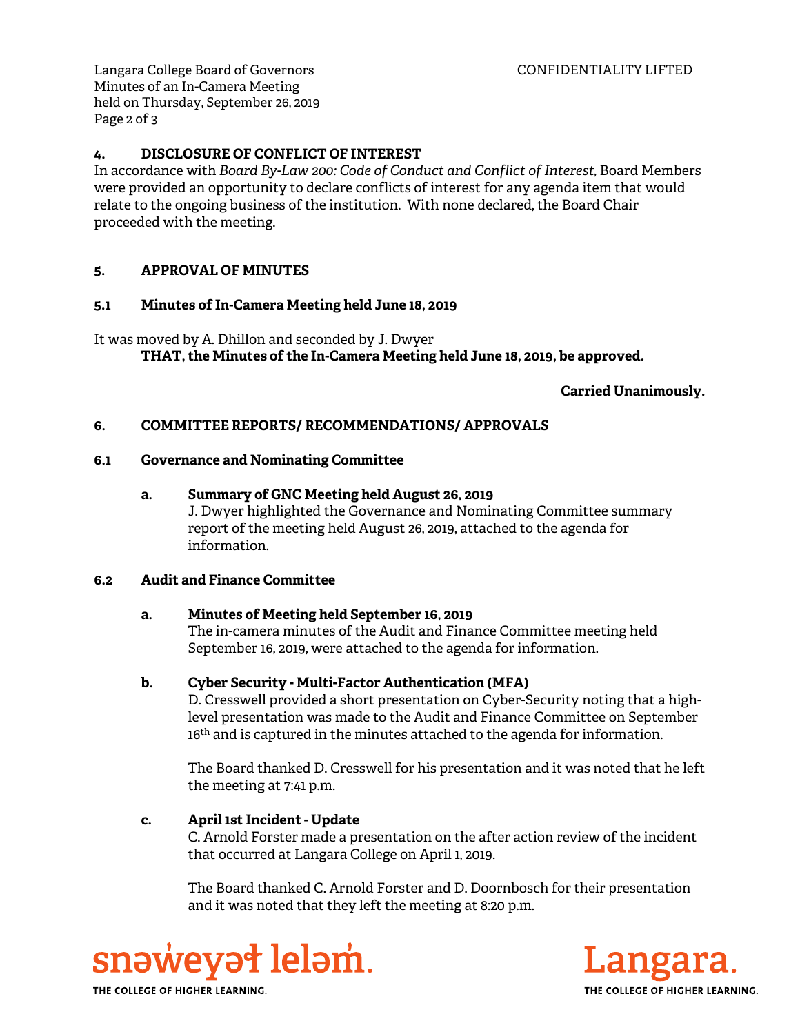## 4. DISCLOSURE OF CONFLICT OF INTEREST

In accordance with *Board By-Law 200: Code of Conduct and Conflict of Interest*, Board Members were provided an opportunity to declare conflicts of interest for any agenda item that would relate to the ongoing business of the institution. With none declared, the Board Chair proceeded with the meeting.

## 5. APPROVAL OF MINUTES

### 5.1 Minutes of In-Camera Meeting held June 18, 2019

It was moved by A. Dhillon and seconded by J. Dwyer

**THAT, the Minutes of the In-Camera Meeting held June 18, 2019, be approved.**

**Carried Unanimously.**

## 6. COMMITTEE REPORTS/ RECOMMENDATIONS/ APPROVALS

### 6.1 Governance and Nominating Committee

**a. Summary of GNC Meeting held August 26, 2019**

J. Dwyer highlighted the Governance and Nominating Committee summary report of the meeting held August 26, 2019, attached to the agenda for information.

### 6.2 Audit and Finance Committee

**a. Minutes of Meeting held September 16, 2019**

The in-camera minutes of the Audit and Finance Committee meeting held September 16, 2019, were attached to the agenda for information.

**b. Cyber Security - Multi-Factor Authentication (MFA)**

D. Cresswell provided a short presentation on Cyber-Security noting that a high-level presentation was made to the Audit and Finance Committee on September 16th and is captured in the minutes attached to the agenda for information.

The Board thanked D. Cresswell for his presentation and it was noted that he left the meeting at 7:41 p.m.

**c. April 1st Incident - Update**

C. Arnold Forster made a presentation on the after action review of the incident that occurred at Langara College on April 1, 2019.

The Board thanked C. Arnold Forster and D. Doornbosch for their presentation and it was noted that they left the meeting at 8:20 p.m.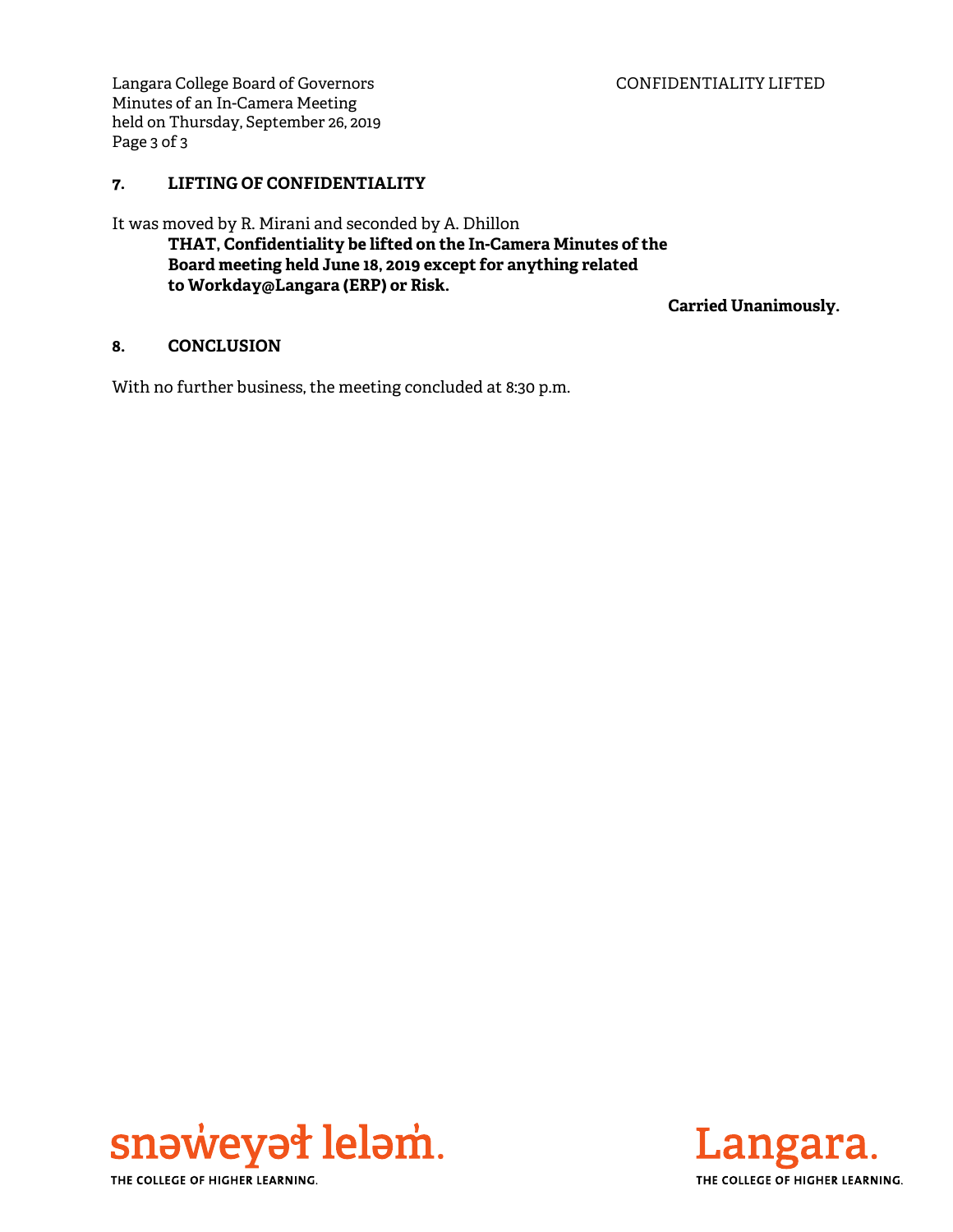## 7. LIFTING OF CONFIDENTIALITY

It was moved by R. Mirani and seconded by A. Dhillon

> **THAT, Confidentiality be lifted on the In-Camera Minutes of the Board meeting held June 18, 2019 except for anything related to Workday@Langara (ERP) or Risk.**

**Carried Unanimously.**

## 8. CONCLUSION

With no further business, the meeting concluded at 8:30 p.m.